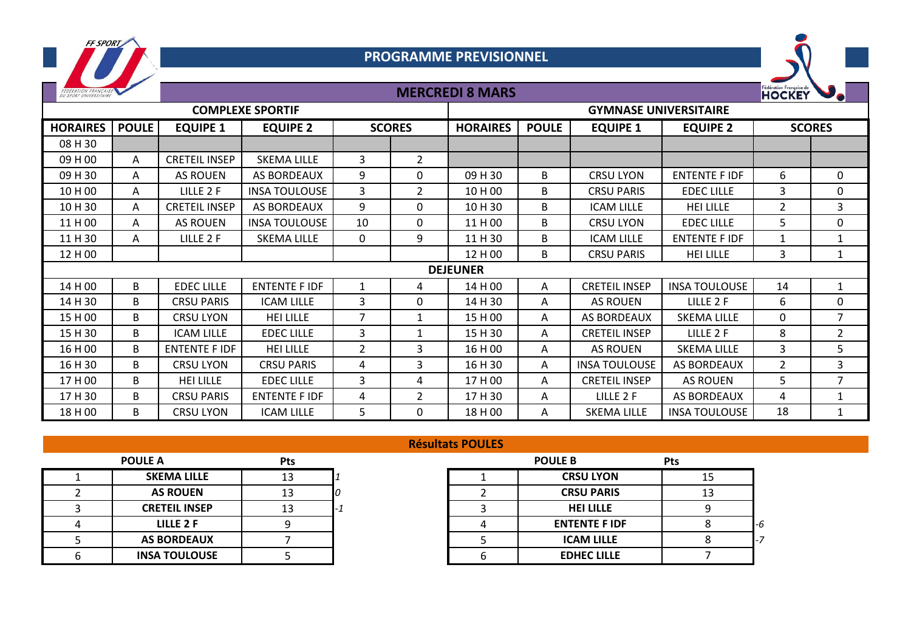# PROGRAMME PREVISIONNEL

## MERCREDI 8 MARS

| COMPLEXE SPORTIF | | | | | | GYMNASE UNIVERSITAIRE | | | | | |
|---|---|---|---|---|---|---|---|---|---|---|---|
| HORAIRES | POULE | EQUIPE 1 | EQUIPE 2 | SCORES | | HORAIRES | POULE | EQUIPE 1 | EQUIPE 2 | SCORES | |
| 08 H 30 | | | | | | | | | | | |
| 09 H 00 | A | CRETEIL INSEP | SKEMA LILLE | 3 | 2 | | | | | | |
| 09 H 30 | A | AS ROUEN | AS BORDEAUX | 9 | 0 | 09 H 30 | B | CRSU LYON | ENTENTE F IDF | 6 | 0 |
| 10 H 00 | A | LILLE 2 F | INSA TOULOUSE | 3 | 2 | 10 H 00 | B | CRSU PARIS | EDEC LILLE | 3 | 0 |
| 10 H 30 | A | CRETEIL INSEP | AS BORDEAUX | 9 | 0 | 10 H 30 | B | ICAM LILLE | HEI LILLE | 2 | 3 |
| 11 H 00 | A | AS ROUEN | INSA TOULOUSE | 10 | 0 | 11 H 00 | B | CRSU LYON | EDEC LILLE | 5 | 0 |
| 11 H 30 | A | LILLE 2 F | SKEMA LILLE | 0 | 9 | 11 H 30 | B | ICAM LILLE | ENTENTE F IDF | 1 | 1 |
| 12 H 00 | | | | | | 12 H 00 | B | CRSU PARIS | HEI LILLE | 3 | 1 |
| DEJEUNER | | | | | | | | | | | |
| 14 H 00 | B | EDEC LILLE | ENTENTE F IDF | 1 | 4 | 14 H 00 | A | CRETEIL INSEP | INSA TOULOUSE | 14 | 1 |
| 14 H 30 | B | CRSU PARIS | ICAM LILLE | 3 | 0 | 14 H 30 | A | AS ROUEN | LILLE 2 F | 6 | 0 |
| 15 H 00 | B | CRSU LYON | HEI LILLE | 7 | 1 | 15 H 00 | A | AS BORDEAUX | SKEMA LILLE | 0 | 7 |
| 15 H 30 | B | ICAM LILLE | EDEC LILLE | 3 | 1 | 15 H 30 | A | CRETEIL INSEP | LILLE 2 F | 8 | 2 |
| 16 H 00 | B | ENTENTE F IDF | HEI LILLE | 2 | 3 | 16 H 00 | A | AS ROUEN | SKEMA LILLE | 3 | 5 |
| 16 H 30 | B | CRSU LYON | CRSU PARIS | 4 | 3 | 16 H 30 | A | INSA TOULOUSE | AS BORDEAUX | 2 | 3 |
| 17 H 00 | B | HEI LILLE | EDEC LILLE | 3 | 4 | 17 H 00 | A | CRETEIL INSEP | AS ROUEN | 5 | 7 |
| 17 H 30 | B | CRSU PARIS | ENTENTE F IDF | 4 | 2 | 17 H 30 | A | LILLE 2 F | AS BORDEAUX | 4 | 1 |
| 18 H 00 | B | CRSU LYON | ICAM LILLE | 5 | 0 | 18 H 00 | A | SKEMA LILLE | INSA TOULOUSE | 18 | 1 |

## Résultats POULES

| POULE A | | Pts | |
|---|---|---|---|
| 1 | SKEMA LILLE | 13 | *1* |
| 2 | AS ROUEN | 13 | *0* |
| 3 | CRETEIL INSEP | 13 | *-1* |
| 4 | LILLE 2 F | 9 | |
| 5 | AS BORDEAUX | 7 | |
| 6 | INSA TOULOUSE | 5 | |

| POULE B | | Pts | |
|---|---|---|---|
| 1 | CRSU LYON | 15 | |
| 2 | CRSU PARIS | 13 | |
| 3 | HEI LILLE | 9 | |
| 4 | ENTENTE F IDF | 8 | *-6* |
| 5 | ICAM LILLE | 8 | *-7* |
| 6 | EDHEC LILLE | 7 | |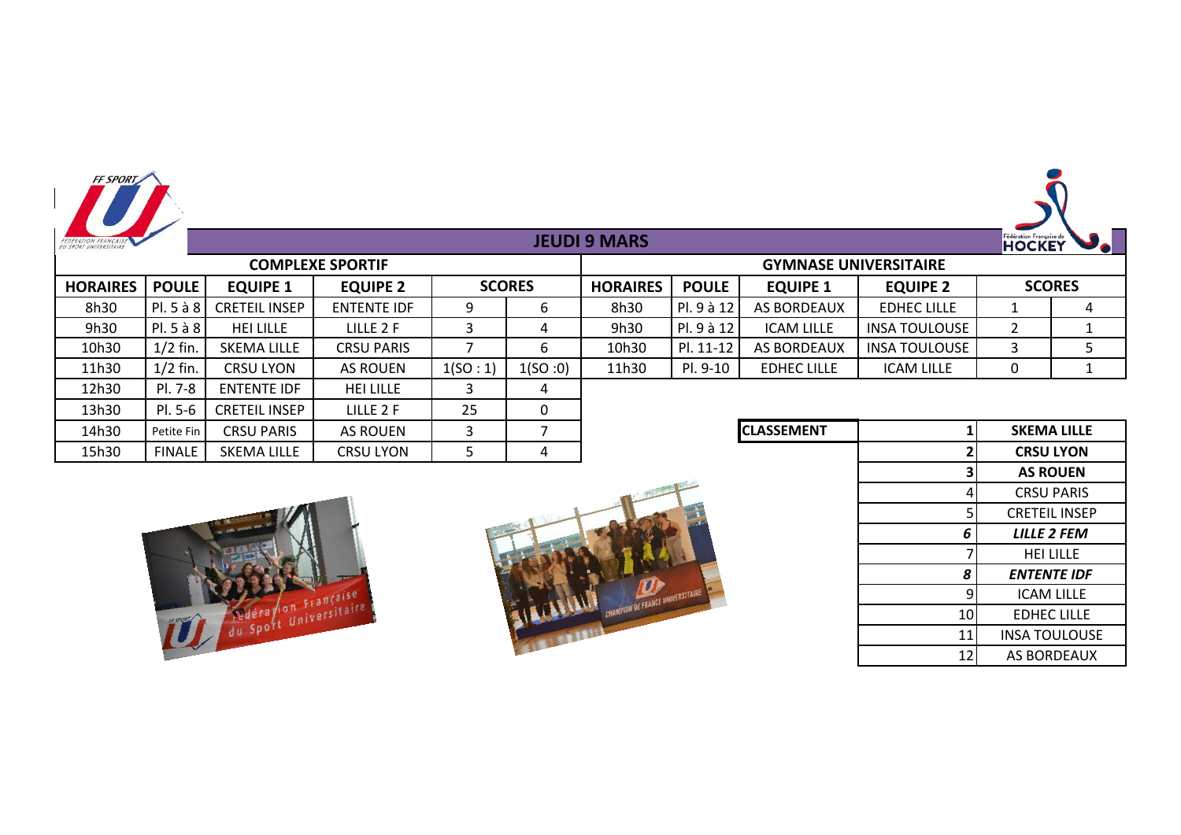## JEUDI 9 MARS

### COMPLEXE SPORTIF

| HORAIRES | POULE | EQUIPE 1 | EQUIPE 2 | SCORES | |
|---|---|---|---|---|---|
| 8h30 | Pl. 5 à 8 | CRETEIL INSEP | ENTENTE IDF | 9 | 6 |
| 9h30 | Pl. 5 à 8 | HEI LILLE | LILLE 2 F | 3 | 4 |
| 10h30 | 1/2 fin. | SKEMA LILLE | CRSU PARIS | 7 | 6 |
| 11h30 | 1/2 fin. | CRSU LYON | AS ROUEN | 1(SO : 1) | 1(SO :0) |
| 12h30 | Pl. 7-8 | ENTENTE IDF | HEI LILLE | 3 | 4 |
| 13h30 | Pl. 5-6 | CRETEIL INSEP | LILLE 2 F | 25 | 0 |
| 14h30 | Petite Fin | CRSU PARIS | AS ROUEN | 3 | 7 |
| 15h30 | FINALE | SKEMA LILLE | CRSU LYON | 5 | 4 |

### GYMNASE UNIVERSITAIRE

| HORAIRES | POULE | EQUIPE 1 | EQUIPE 2 | SCORES | |
|---|---|---|---|---|---|
| 8h30 | Pl. 9 à 12 | AS BORDEAUX | EDHEC LILLE | 1 | 4 |
| 9h30 | Pl. 9 à 12 | ICAM LILLE | INSA TOULOUSE | 2 | 1 |
| 10h30 | Pl. 11-12 | AS BORDEAUX | INSA TOULOUSE | 3 | 5 |
| 11h30 | Pl. 9-10 | EDHEC LILLE | ICAM LILLE | 0 | 1 |

### CLASSEMENT

| | |
|---|---|
| 1 | **SKEMA LILLE** |
| 2 | **CRSU LYON** |
| 3 | **AS ROUEN** |
| 4 | CRSU PARIS |
| 5 | CRETEIL INSEP |
| *6* | ***LILLE 2 FEM*** |
| 7 | HEI LILLE |
| *8* | ***ENTENTE IDF*** |
| 9 | ICAM LILLE |
| 10 | EDHEC LILLE |
| 11 | INSA TOULOUSE |
| 12 | AS BORDEAUX |